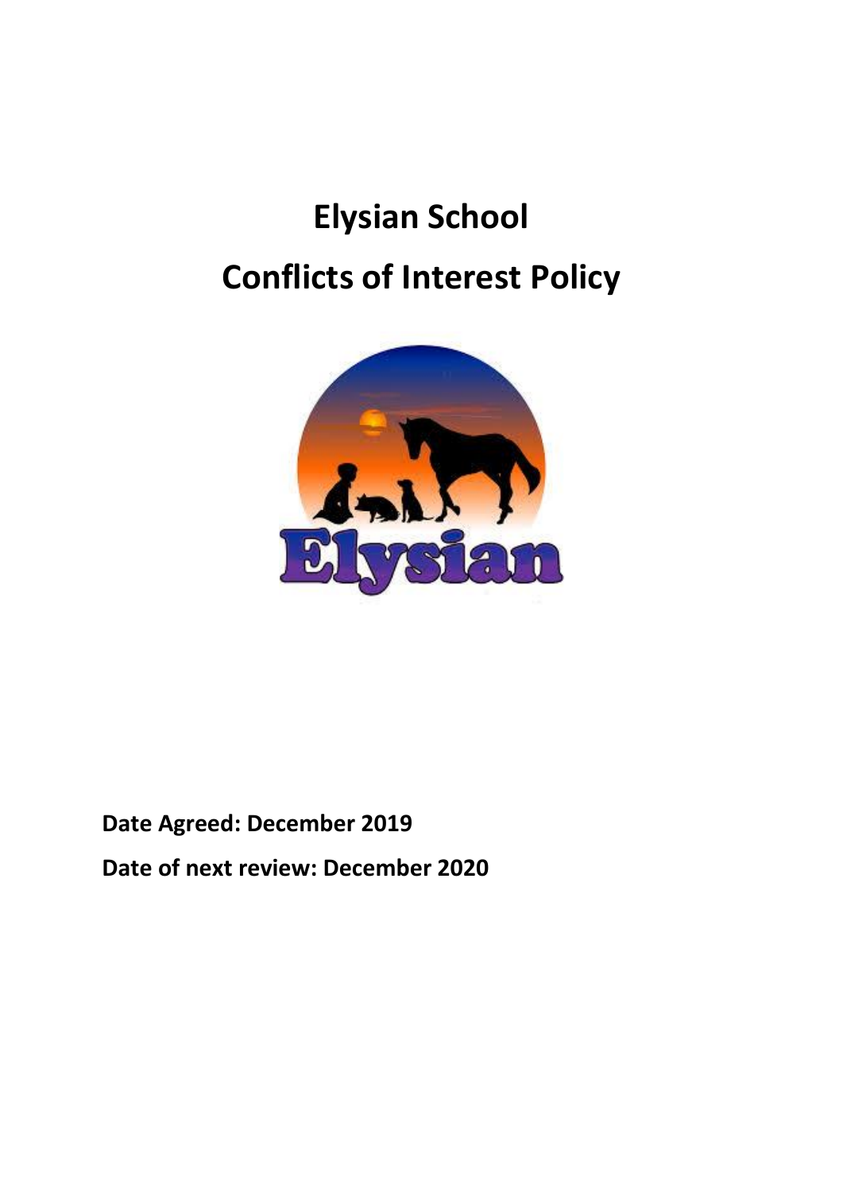# Elysian School

# Conflicts of Interest Policy

**Date Agreed: December 2019**

**Date of next review: December 2020**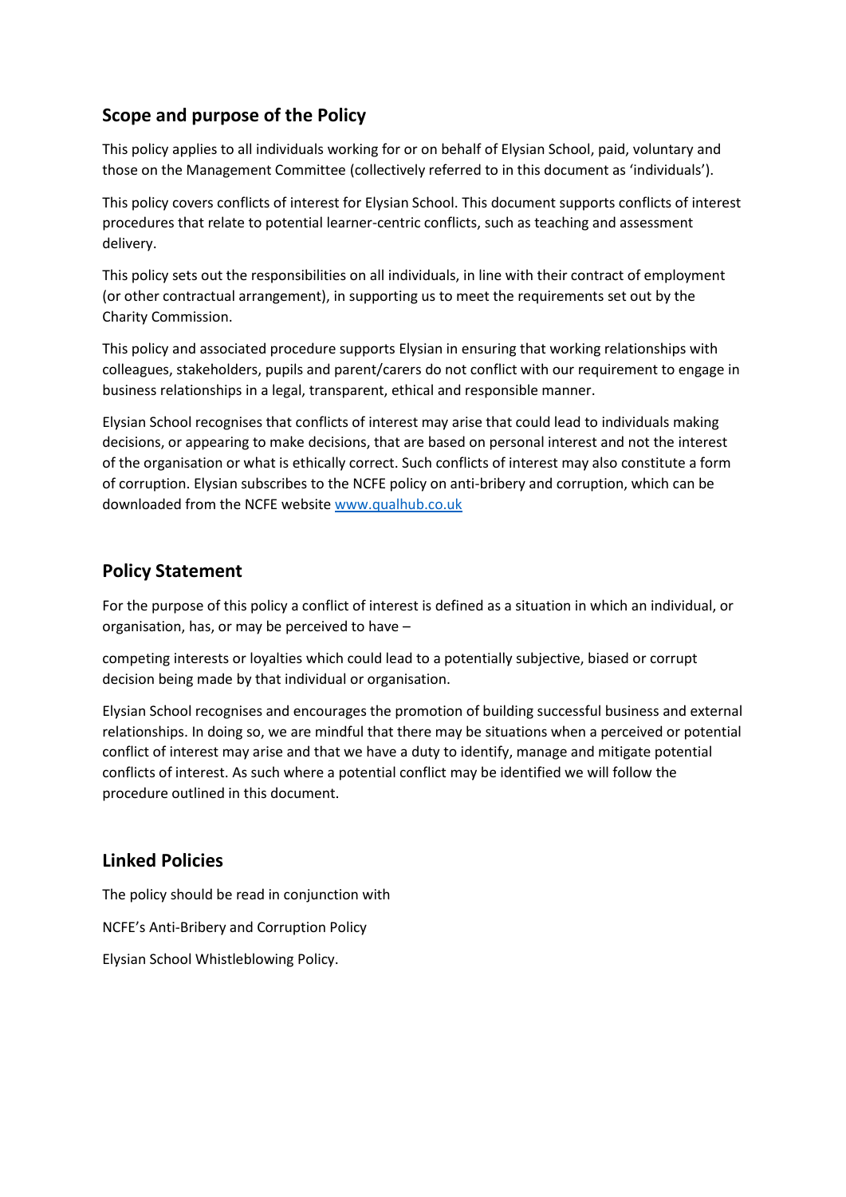## Scope and purpose of the Policy

This policy applies to all individuals working for or on behalf of Elysian School, paid, voluntary and those on the Management Committee (collectively referred to in this document as 'individuals').

This policy covers conflicts of interest for Elysian School. This document supports conflicts of interest procedures that relate to potential learner-centric conflicts, such as teaching and assessment delivery.

This policy sets out the responsibilities on all individuals, in line with their contract of employment (or other contractual arrangement), in supporting us to meet the requirements set out by the Charity Commission.

This policy and associated procedure supports Elysian in ensuring that working relationships with colleagues, stakeholders, pupils and parent/carers do not conflict with our requirement to engage in business relationships in a legal, transparent, ethical and responsible manner.

Elysian School recognises that conflicts of interest may arise that could lead to individuals making decisions, or appearing to make decisions, that are based on personal interest and not the interest of the organisation or what is ethically correct. Such conflicts of interest may also constitute a form of corruption. Elysian subscribes to the NCFE policy on anti-bribery and corruption, which can be downloaded from the NCFE website [www.qualhub.co.uk](www.qualhub.co.uk)

## Policy Statement

For the purpose of this policy a conflict of interest is defined as a situation in which an individual, or organisation, has, or may be perceived to have –

competing interests or loyalties which could lead to a potentially subjective, biased or corrupt decision being made by that individual or organisation.

Elysian School recognises and encourages the promotion of building successful business and external relationships. In doing so, we are mindful that there may be situations when a perceived or potential conflict of interest may arise and that we have a duty to identify, manage and mitigate potential conflicts of interest. As such where a potential conflict may be identified we will follow the procedure outlined in this document.

## Linked Policies

The policy should be read in conjunction with

NCFE's Anti-Bribery and Corruption Policy

Elysian School Whistleblowing Policy.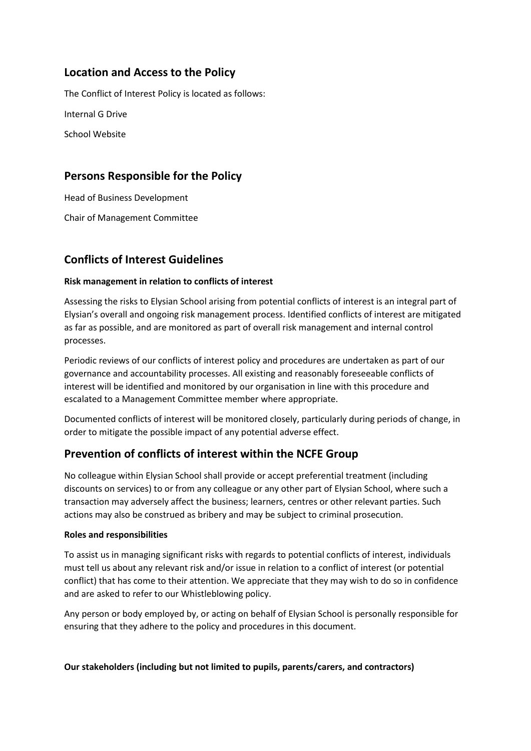## Location and Access to the Policy

The Conflict of Interest Policy is located as follows:

Internal G Drive

School Website

## Persons Responsible for the Policy

Head of Business Development

Chair of Management Committee

## Conflicts of Interest Guidelines

**Risk management in relation to conflicts of interest**

Assessing the risks to Elysian School arising from potential conflicts of interest is an integral part of Elysian's overall and ongoing risk management process. Identified conflicts of interest are mitigated as far as possible, and are monitored as part of overall risk management and internal control processes.

Periodic reviews of our conflicts of interest policy and procedures are undertaken as part of our governance and accountability processes. All existing and reasonably foreseeable conflicts of interest will be identified and monitored by our organisation in line with this procedure and escalated to a Management Committee member where appropriate.

Documented conflicts of interest will be monitored closely, particularly during periods of change, in order to mitigate the possible impact of any potential adverse effect.

## Prevention of conflicts of interest within the NCFE Group

No colleague within Elysian School shall provide or accept preferential treatment (including discounts on services) to or from any colleague or any other part of Elysian School, where such a transaction may adversely affect the business; learners, centres or other relevant parties. Such actions may also be construed as bribery and may be subject to criminal prosecution.

**Roles and responsibilities**

To assist us in managing significant risks with regards to potential conflicts of interest, individuals must tell us about any relevant risk and/or issue in relation to a conflict of interest (or potential conflict) that has come to their attention. We appreciate that they may wish to do so in confidence and are asked to refer to our Whistleblowing policy.

Any person or body employed by, or acting on behalf of Elysian School is personally responsible for ensuring that they adhere to the policy and procedures in this document.

**Our stakeholders (including but not limited to pupils, parents/carers, and contractors)**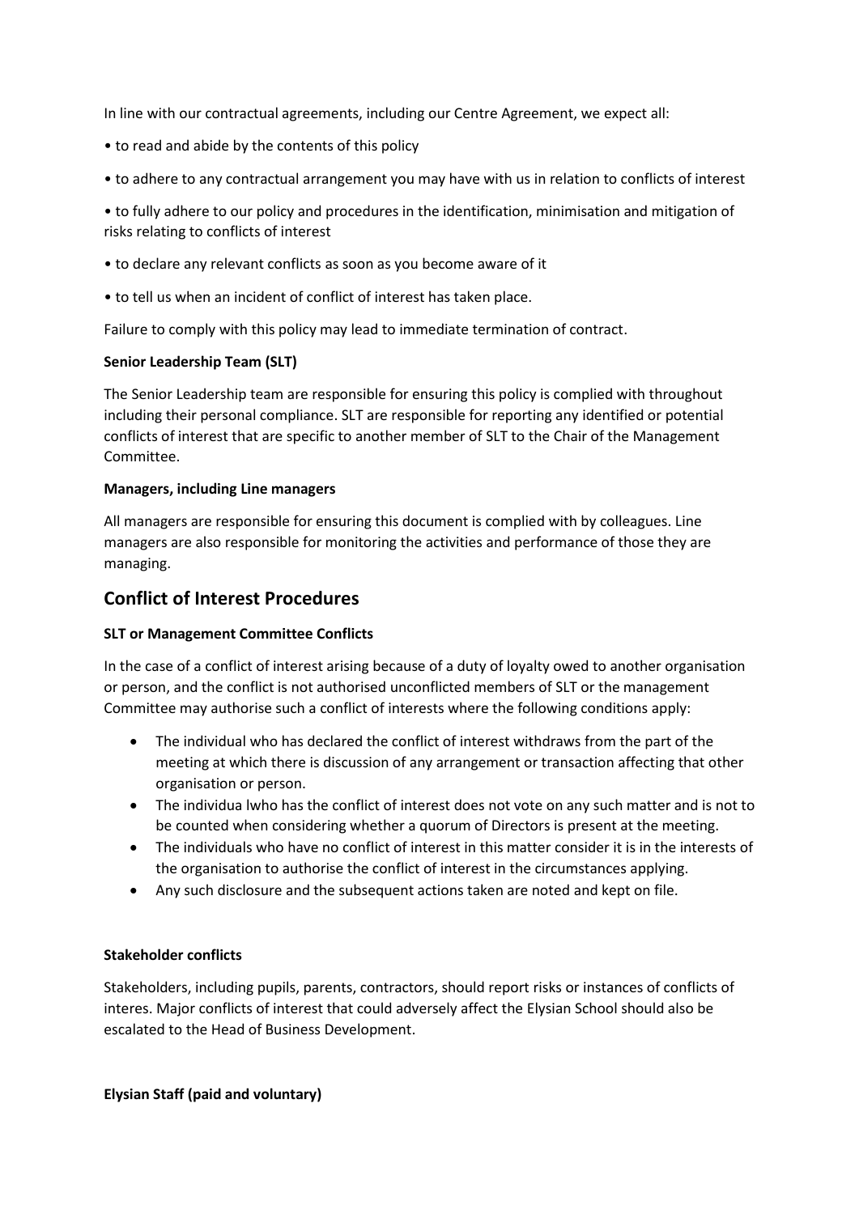In line with our contractual agreements, including our Centre Agreement, we expect all:

• to read and abide by the contents of this policy

• to adhere to any contractual arrangement you may have with us in relation to conflicts of interest

• to fully adhere to our policy and procedures in the identification, minimisation and mitigation of risks relating to conflicts of interest

• to declare any relevant conflicts as soon as you become aware of it

• to tell us when an incident of conflict of interest has taken place.

Failure to comply with this policy may lead to immediate termination of contract.

**Senior Leadership Team (SLT)**

The Senior Leadership team are responsible for ensuring this policy is complied with throughout including their personal compliance. SLT are responsible for reporting any identified or potential conflicts of interest that are specific to another member of SLT to the Chair of the Management Committee.

**Managers, including Line managers**

All managers are responsible for ensuring this document is complied with by colleagues. Line managers are also responsible for monitoring the activities and performance of those they are managing.

## Conflict of Interest Procedures

**SLT or Management Committee Conflicts**

In the case of a conflict of interest arising because of a duty of loyalty owed to another organisation or person, and the conflict is not authorised unconflicted members of SLT or the management Committee may authorise such a conflict of interests where the following conditions apply:

- The individual who has declared the conflict of interest withdraws from the part of the meeting at which there is discussion of any arrangement or transaction affecting that other organisation or person.
- The individua lwho has the conflict of interest does not vote on any such matter and is not to be counted when considering whether a quorum of Directors is present at the meeting.
- The individuals who have no conflict of interest in this matter consider it is in the interests of the organisation to authorise the conflict of interest in the circumstances applying.
- Any such disclosure and the subsequent actions taken are noted and kept on file.

**Stakeholder conflicts**

Stakeholders, including pupils, parents, contractors, should report risks or instances of conflicts of interes. Major conflicts of interest that could adversely affect the Elysian School should also be escalated to the Head of Business Development.

**Elysian Staff (paid and voluntary)**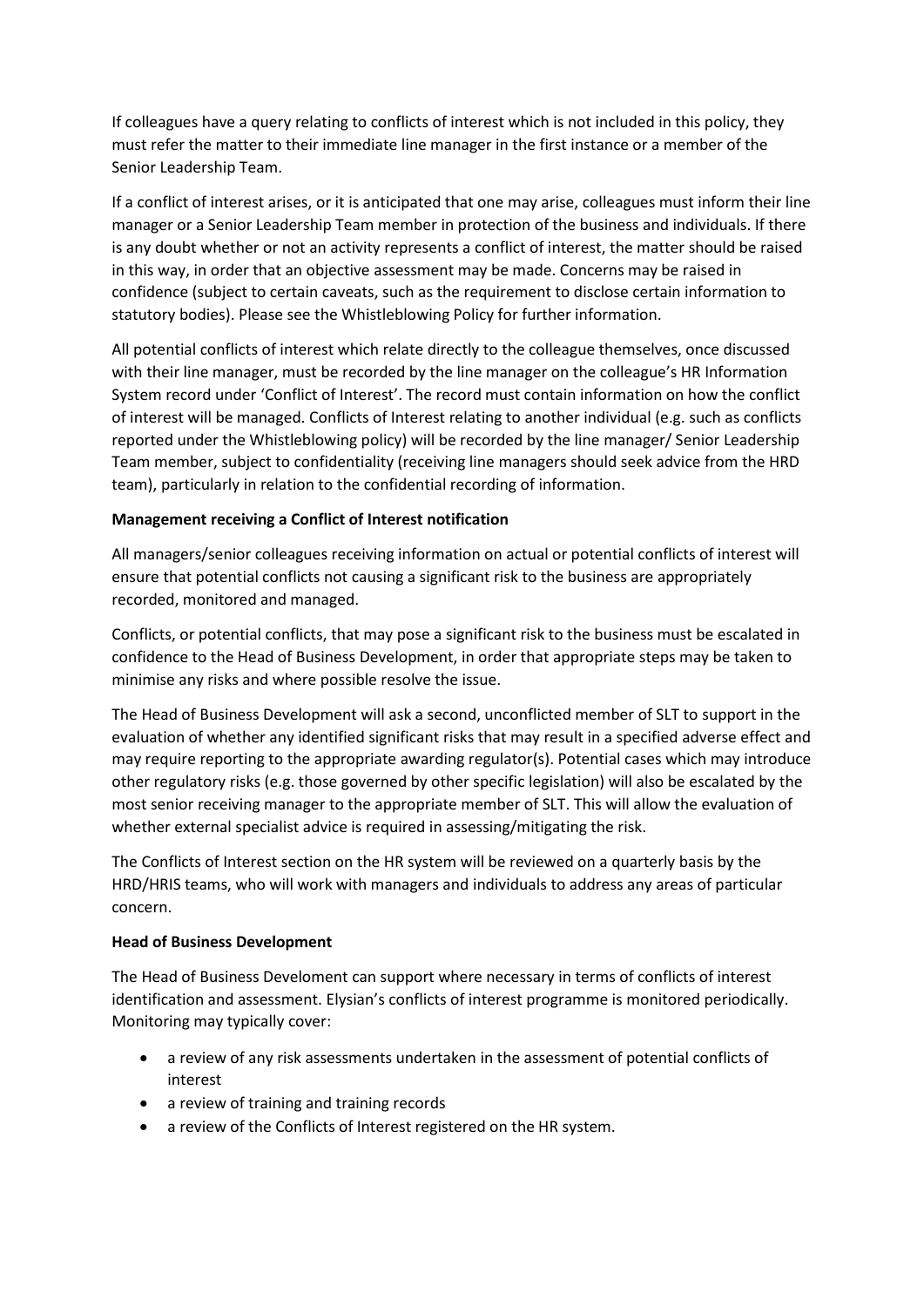If colleagues have a query relating to conflicts of interest which is not included in this policy, they must refer the matter to their immediate line manager in the first instance or a member of the Senior Leadership Team.

If a conflict of interest arises, or it is anticipated that one may arise, colleagues must inform their line manager or a Senior Leadership Team member in protection of the business and individuals. If there is any doubt whether or not an activity represents a conflict of interest, the matter should be raised in this way, in order that an objective assessment may be made. Concerns may be raised in confidence (subject to certain caveats, such as the requirement to disclose certain information to statutory bodies). Please see the Whistleblowing Policy for further information.

All potential conflicts of interest which relate directly to the colleague themselves, once discussed with their line manager, must be recorded by the line manager on the colleague's HR Information System record under 'Conflict of Interest'. The record must contain information on how the conflict of interest will be managed. Conflicts of Interest relating to another individual (e.g. such as conflicts reported under the Whistleblowing policy) will be recorded by the line manager/ Senior Leadership Team member, subject to confidentiality (receiving line managers should seek advice from the HRD team), particularly in relation to the confidential recording of information.

**Management receiving a Conflict of Interest notification**

All managers/senior colleagues receiving information on actual or potential conflicts of interest will ensure that potential conflicts not causing a significant risk to the business are appropriately recorded, monitored and managed.

Conflicts, or potential conflicts, that may pose a significant risk to the business must be escalated in confidence to the Head of Business Development, in order that appropriate steps may be taken to minimise any risks and where possible resolve the issue.

The Head of Business Development will ask a second, unconflicted member of SLT to support in the evaluation of whether any identified significant risks that may result in a specified adverse effect and may require reporting to the appropriate awarding regulator(s). Potential cases which may introduce other regulatory risks (e.g. those governed by other specific legislation) will also be escalated by the most senior receiving manager to the appropriate member of SLT. This will allow the evaluation of whether external specialist advice is required in assessing/mitigating the risk.

The Conflicts of Interest section on the HR system will be reviewed on a quarterly basis by the HRD/HRIS teams, who will work with managers and individuals to address any areas of particular concern.

**Head of Business Development**

The Head of Business Develoment can support where necessary in terms of conflicts of interest identification and assessment. Elysian's conflicts of interest programme is monitored periodically. Monitoring may typically cover:

- a review of any risk assessments undertaken in the assessment of potential conflicts of interest
- a review of training and training records
- a review of the Conflicts of Interest registered on the HR system.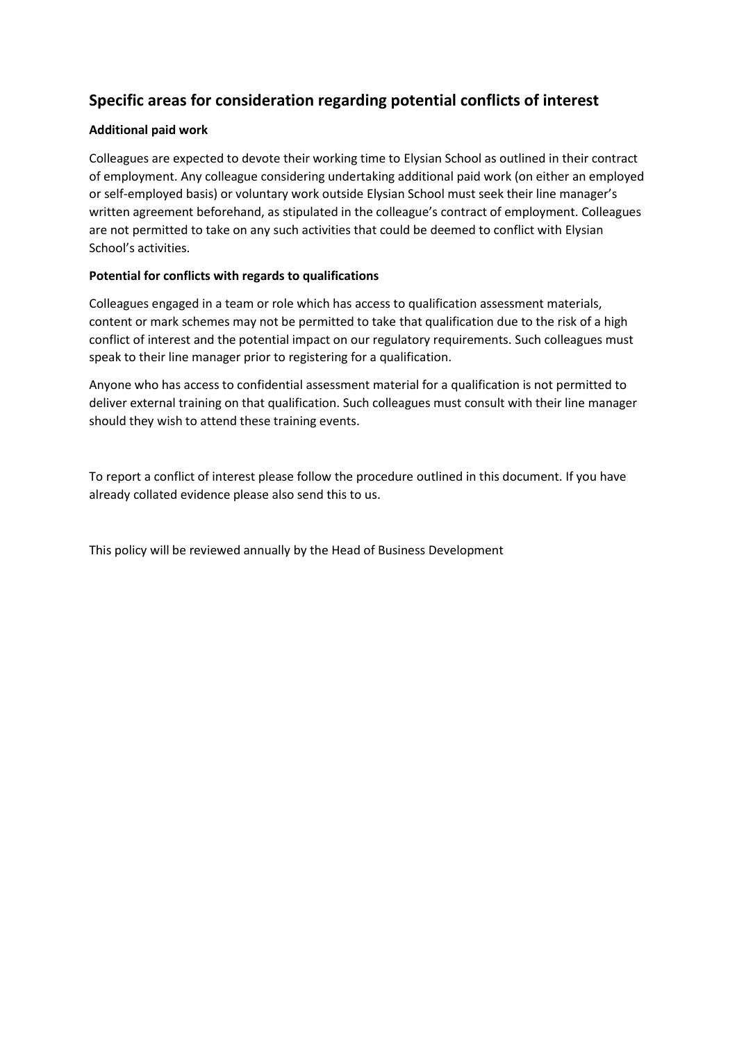## Specific areas for consideration regarding potential conflicts of interest

**Additional paid work**

Colleagues are expected to devote their working time to Elysian School as outlined in their contract of employment. Any colleague considering undertaking additional paid work (on either an employed or self-employed basis) or voluntary work outside Elysian School must seek their line manager's written agreement beforehand, as stipulated in the colleague's contract of employment. Colleagues are not permitted to take on any such activities that could be deemed to conflict with Elysian School's activities.

**Potential for conflicts with regards to qualifications**

Colleagues engaged in a team or role which has access to qualification assessment materials, content or mark schemes may not be permitted to take that qualification due to the risk of a high conflict of interest and the potential impact on our regulatory requirements. Such colleagues must speak to their line manager prior to registering for a qualification.

Anyone who has access to confidential assessment material for a qualification is not permitted to deliver external training on that qualification. Such colleagues must consult with their line manager should they wish to attend these training events.

To report a conflict of interest please follow the procedure outlined in this document. If you have already collated evidence please also send this to us.

This policy will be reviewed annually by the Head of Business Development